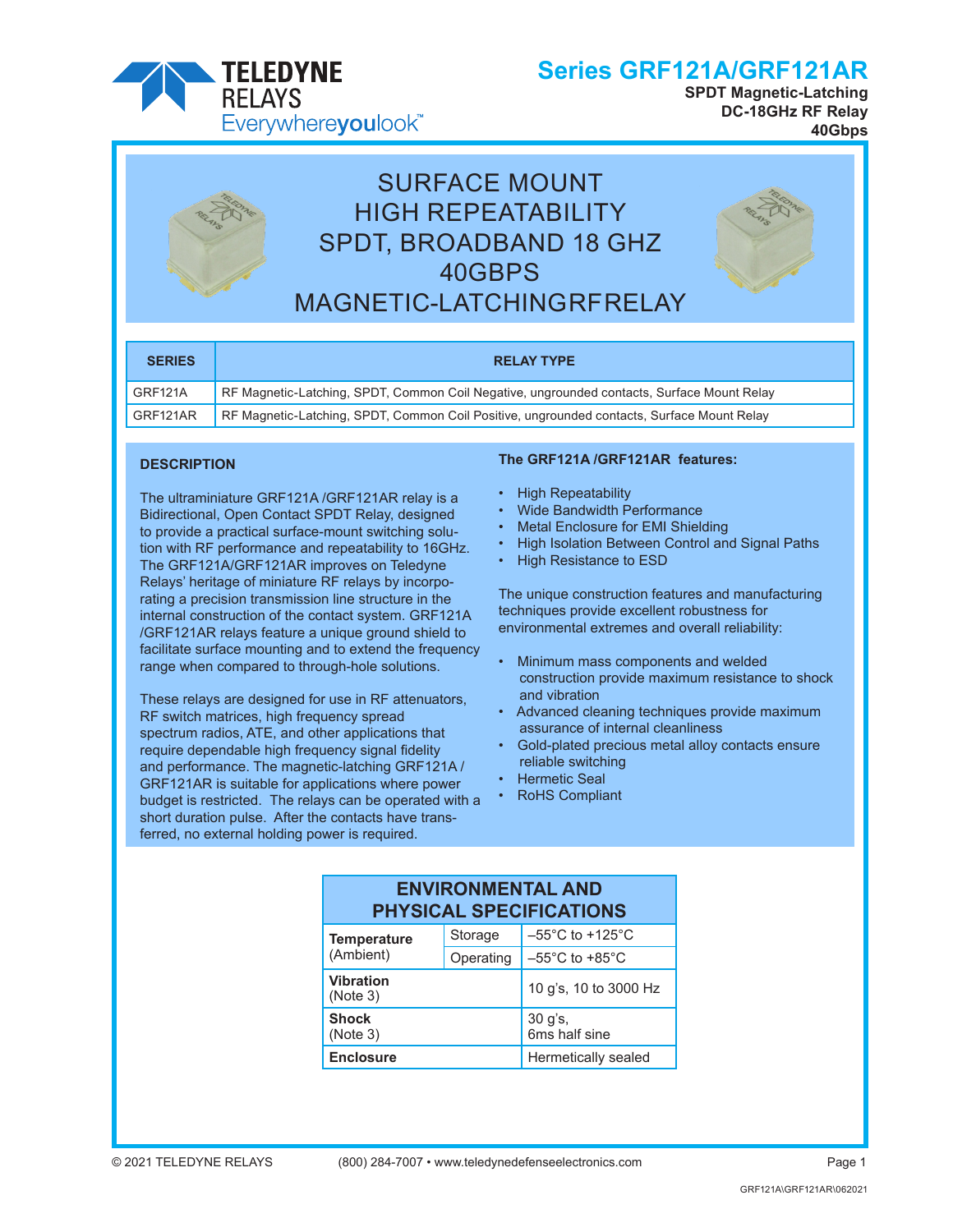# Series GRF121A/GRF121AR

**SPDT Magnetic-Latching**
**DC-18GHz RF Relay**
**40Gbps**

## SURFACE MOUNT
## HIGH REPEATABILITY
## SPDT, BROADBAND 18 GHZ
## 40GBPS
## MAGNETIC-LATCHINGRFRELAY

| SERIES | RELAY TYPE |
|---|---|
| GRF121A | RF Magnetic-Latching, SPDT, Common Coil Negative, ungrounded contacts, Surface Mount Relay |
| GRF121AR | RF Magnetic-Latching, SPDT, Common Coil Positive, ungrounded contacts, Surface Mount Relay |

### DESCRIPTION

The ultraminiature GRF121A /GRF121AR relay is a Bidirectional, Open Contact SPDT Relay, designed to provide a practical surface-mount switching solution with RF performance and repeatability to 16GHz. The GRF121A/GRF121AR improves on Teledyne Relays' heritage of miniature RF relays by incorporating a precision transmission line structure in the internal construction of the contact system. GRF121A /GRF121AR relays feature a unique ground shield to facilitate surface mounting and to extend the frequency range when compared to through-hole solutions.

These relays are designed for use in RF attenuators, RF switch matrices, high frequency spread spectrum radios, ATE, and other applications that require dependable high frequency signal fidelity and performance. The magnetic-latching GRF121A / GRF121AR is suitable for applications where power budget is restricted. The relays can be operated with a short duration pulse. After the contacts have transferred, no external holding power is required.

### The GRF121A /GRF121AR features:

- High Repeatability
- Wide Bandwidth Performance
- Metal Enclosure for EMI Shielding
- High Isolation Between Control and Signal Paths
- High Resistance to ESD

The unique construction features and manufacturing techniques provide excellent robustness for environmental extremes and overall reliability:

- Minimum mass components and welded construction provide maximum resistance to shock and vibration
- Advanced cleaning techniques provide maximum assurance of internal cleanliness
- Gold-plated precious metal alloy contacts ensure reliable switching
- Hermetic Seal
- RoHS Compliant

| ENVIRONMENTAL AND PHYSICAL SPECIFICATIONS | | |
|---|---|---|
| **Temperature** (Ambient) | Storage | –55°C to +125°C |
| | Operating | –55°C to +85°C |
| **Vibration** (Note 3) | | 10 g's, 10 to 3000 Hz |
| **Shock** (Note 3) | | 30 g's, 6ms half sine |
| **Enclosure** | | Hermetically sealed |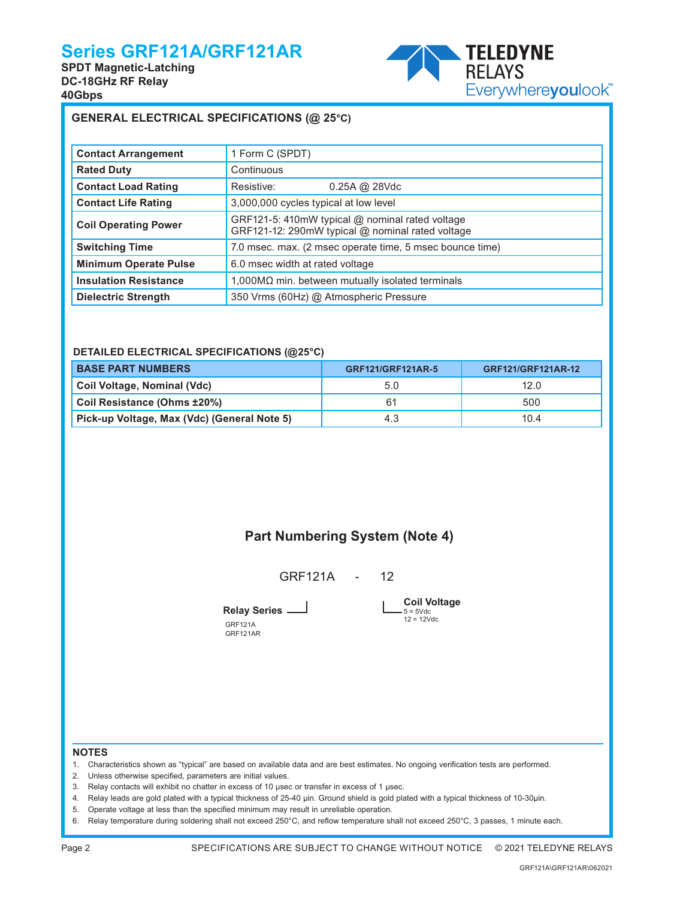# Series GRF121A/GRF121AR

**SPDT Magnetic-Latching**
**DC-18GHz RF Relay**
**40Gbps**

## GENERAL ELECTRICAL SPECIFICATIONS (@ 25°C)

| | |
|---|---|
| **Contact Arrangement** | 1 Form C (SPDT) |
| **Rated Duty** | Continuous |
| **Contact Load Rating** | Resistive: 0.25A @ 28Vdc |
| **Contact Life Rating** | 3,000,000 cycles typical at low level |
| **Coil Operating Power** | GRF121-5: 410mW typical @ nominal rated voltage<br>GRF121-12: 290mW typical @ nominal rated voltage |
| **Switching Time** | 7.0 msec. max. (2 msec operate time, 5 msec bounce time) |
| **Minimum Operate Pulse** | 6.0 msec width at rated voltage |
| **Insulation Resistance** | 1,000MΩ min. between mutually isolated terminals |
| **Dielectric Strength** | 350 Vrms (60Hz) @ Atmospheric Pressure |

## DETAILED ELECTRICAL SPECIFICATIONS (@25°C)

| BASE PART NUMBERS | GRF121/GRF121AR-5 | GRF121/GRF121AR-12 |
|---|---|---|
| **Coil Voltage, Nominal (Vdc)** | 5.0 | 12.0 |
| **Coil Resistance (Ohms ±20%)** | 61 | 500 |
| **Pick-up Voltage, Max (Vdc) (General Note 5)** | 4.3 | 10.4 |

## Part Numbering System (Note 4)

GRF121A - 12

**Relay Series**
- GRF121A
- GRF121AR

**Coil Voltage**
- 5 = 5Vdc
- 12 = 12Vdc

## NOTES

1. Characteristics shown as "typical" are based on available data and are best estimates. No ongoing verification tests are performed.
2. Unless otherwise specified, parameters are initial values.
3. Relay contacts will exhibit no chatter in excess of 10 μsec or transfer in excess of 1 μsec.
4. Relay leads are gold plated with a typical thickness of 25-40 μin. Ground shield is gold plated with a typical thickness of 10-30μin.
5. Operate voltage at less than the specified minimum may result in unreliable operation.
6. Relay temperature during soldering shall not exceed 250°C, and reflow temperature shall not exceed 250°C, 3 passes, 1 minute each.

SPECIFICATIONS ARE SUBJECT TO CHANGE WITHOUT NOTICE © 2021 TELEDYNE RELAYS

GRF121A\GRF121AR\062021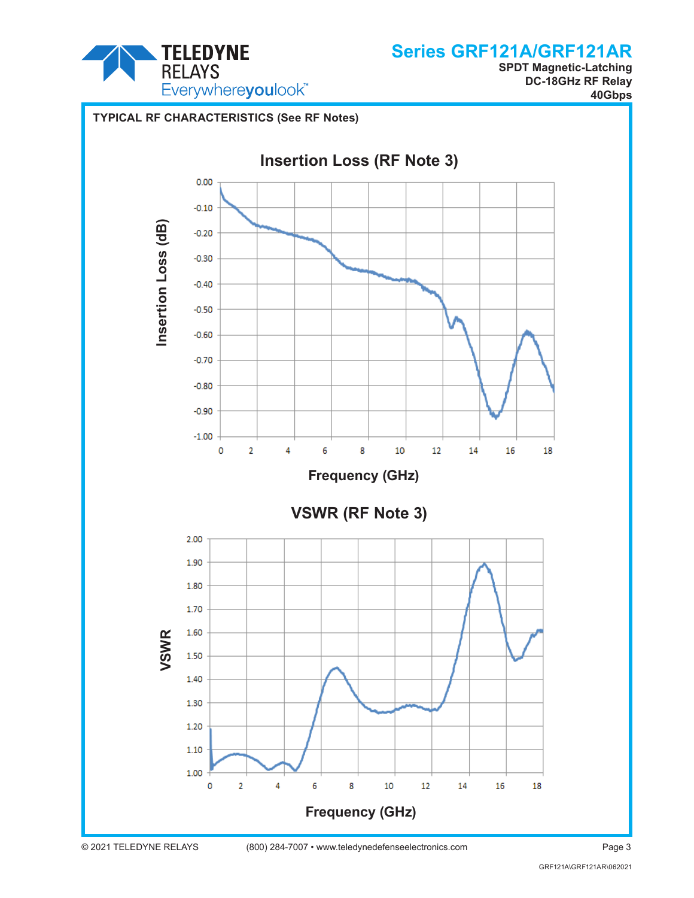**TYPICAL RF CHARACTERISTICS (See RF Notes)**

**Insertion Loss (RF Note 3)**

Insertion Loss (dB)

0.00, -0.10, -0.20, -0.30, -0.40, -0.50, -0.60, -0.70, -0.80, -0.90, -1.00

0, 2, 4, 6, 8, 10, 12, 14, 16, 18

Frequency (GHz)

**VSWR (RF Note 3)**

VSWR

2.00, 1.90, 1.80, 1.70, 1.60, 1.50, 1.40, 1.30, 1.20, 1.10, 1.00

0, 2, 4, 6, 8, 10, 12, 14, 16, 18

Frequency (GHz)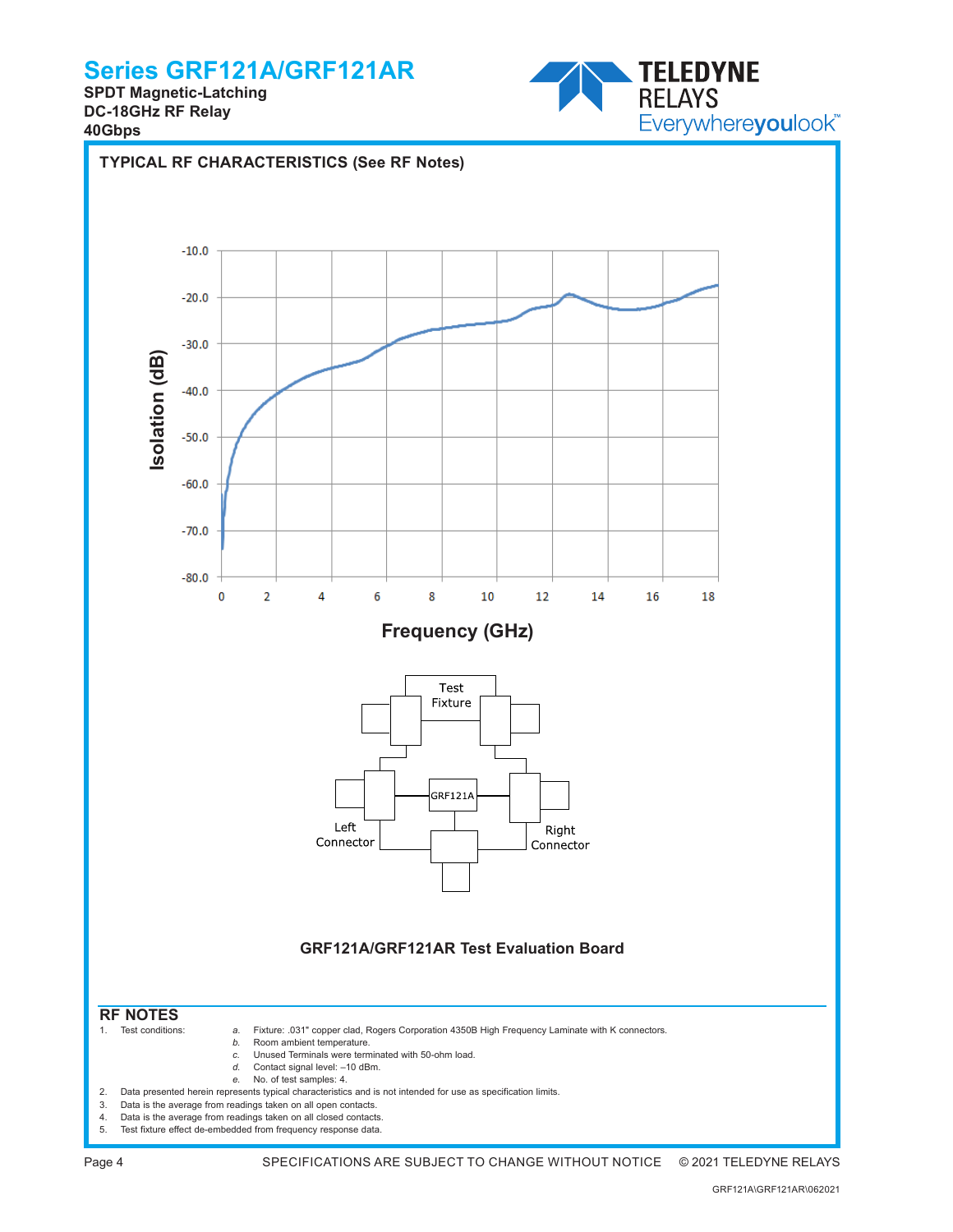## TYPICAL RF CHARACTERISTICS (See RF Notes)

GRF121A/GRF121AR Test Evaluation Board

## RF NOTES

1. Test conditions:
   - *a.* Fixture: .031" copper clad, Rogers Corporation 4350B High Frequency Laminate with K connectors.
   - *b.* Room ambient temperature.
   - *c.* Unused Terminals were terminated with 50-ohm load.
   - *d.* Contact signal level: –10 dBm.
   - *e.* No. of test samples: 4.
2. Data presented herein represents typical characteristics and is not intended for use as specification limits.
3. Data is the average from readings taken on all open contacts.
4. Data is the average from readings taken on all closed contacts.
5. Test fixture effect de-embedded from frequency response data.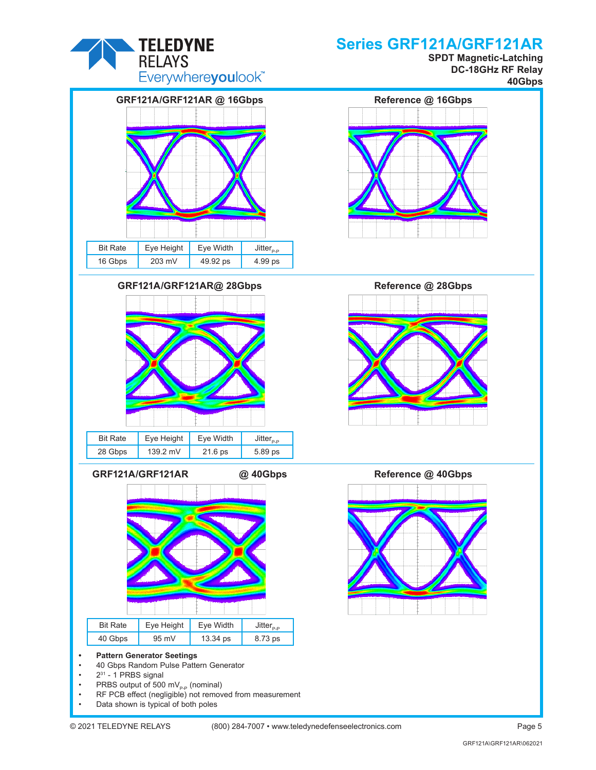### GRF121A/GRF121AR @ 16Gbps

### Reference @ 16Gbps

| Bit Rate | Eye Height | Eye Width | $Jitter_{P-P}$ |
|---|---|---|---|
| 16 Gbps | 203 mV | 49.92 ps | 4.99 ps |

### GRF121A/GRF121AR@ 28Gbps

### Reference @ 28Gbps

| Bit Rate | Eye Height | Eye Width | $Jitter_{P-P}$ |
|---|---|---|---|
| 28 Gbps | 139.2 mV | 21.6 ps | 5.89 ps |

### GRF121A/GRF121AR @ 40Gbps

### Reference @ 40Gbps

| Bit Rate | Eye Height | Eye Width | $Jitter_{P-P}$ |
|---|---|---|---|
| 40 Gbps | 95 mV | 13.34 ps | 8.73 ps |

- **Pattern Generator Seetings**
- 40 Gbps Random Pulse Pattern Generator
- $2^{31}$ - 1 PRBS signal
- PRBS output of 500 $mV_{P-P}$ (nominal)
- RF PCB effect (negligible) not removed from measurement
- Data shown is typical of both poles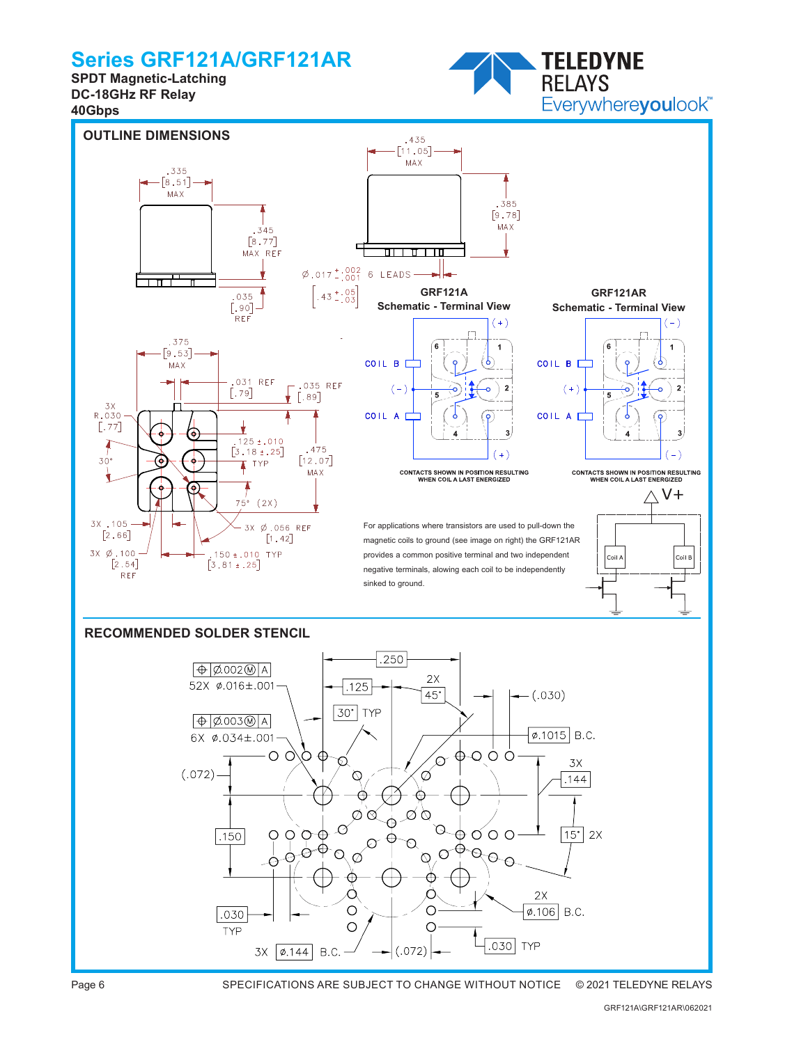# Series GRF121A/GRF121AR

**SPDT Magnetic-Latching**
**DC-18GHz RF Relay**
**40Gbps**

TELEDYNE RELAYS
Everywhereyoulook™

## OUTLINE DIMENSIONS

.335 [8.51] MAX

.345 [8.77] MAX REF

.035 [.90] REF

.435 [11.05] MAX

.385 [9.78] MAX

Ø.017 +.002 −.001 6 LEADS [.43 +.05 −.03]

.375 [9.53] MAX

.031 REF [.79]

.035 REF [.89]

3X R.030 [.77]

30°

.125 ±.010 [3.18 ±.25] TYP

.475 [12.07] MAX

75° (2X)

3X .105 [2.66]

3X Ø.056 REF [1.42]

3X Ø.100 [2.54] REF

.150 ±.010 TYP [3.81 ±.25]

**GRF121A**
**Schematic - Terminal View**

COIL B, (−), COIL A, (+), (+), 1, 2, 3, 4, 5, 6

CONTACTS SHOWN IN POSITION RESULTING WHEN COIL A LAST ENERGIZED

**GRF121AR**
**Schematic - Terminal View**

COIL B, (+), COIL A, (−), (−), 1, 2, 3, 4, 5, 6

CONTACTS SHOWN IN POSITION RESULTING WHEN COIL A LAST ENERGIZED

V+

Coil A, Coil B

For applications where transistors are used to pull-down the magnetic coils to ground (see image on right) the GRF121AR provides a common positive terminal and two independent negative terminals, allowing each coil to be independently sinked to ground.

## RECOMMENDED SOLDER STENCIL

Ø.002 Ⓜ A

52X Ø.016±.001

Ø.003 Ⓜ A

6X Ø.034±.001

.250

.125

2X 45°

(.030)

30° TYP

Ø.1015 B.C.

(.072)

3X .144

.150

15° 2X

2X Ø.106 B.C.

.030 TYP

3X Ø.144 B.C.

(.072)

.030 TYP

SPECIFICATIONS ARE SUBJECT TO CHANGE WITHOUT NOTICE © 2021 TELEDYNE RELAYS

GRF121A\GRF121AR\062021